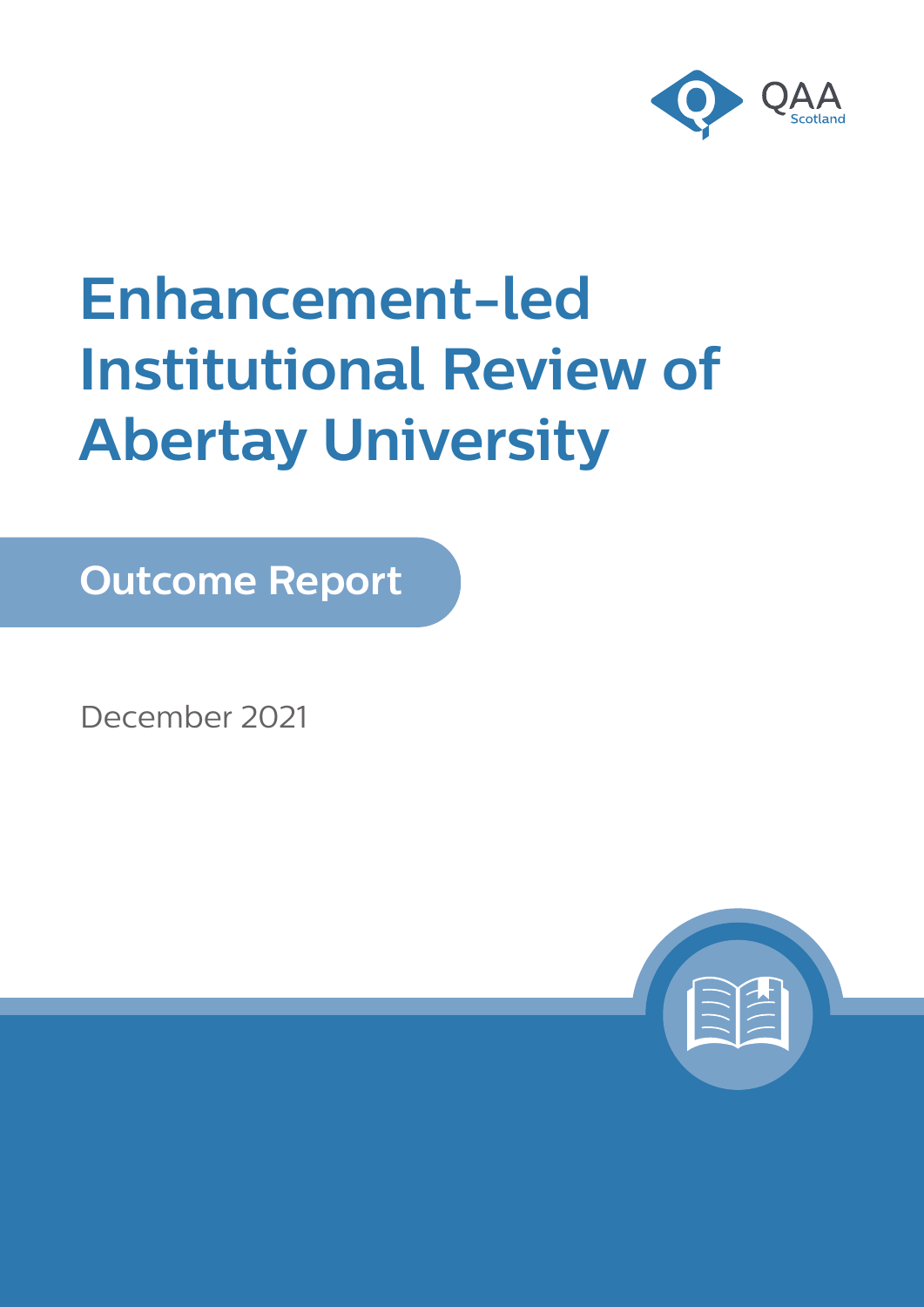QAA Scotland

# Enhancement-led Institutional Review of Abertay University

## Outcome Report

December 2021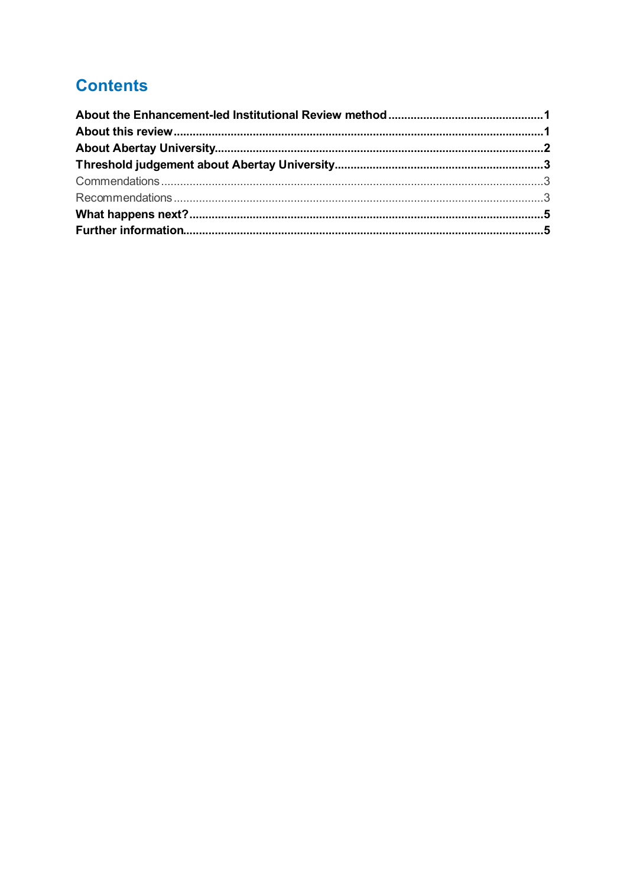# Contents

**About the Enhancement-led Institutional Review method** ..... **1**
**About this review** ..... **1**
**About Abertay University** ..... **2**
**Threshold judgement about Abertay University** ..... **3**
Commendations ..... 3
Recommendations ..... 3
**What happens next?** ..... **5**
**Further information** ..... **5**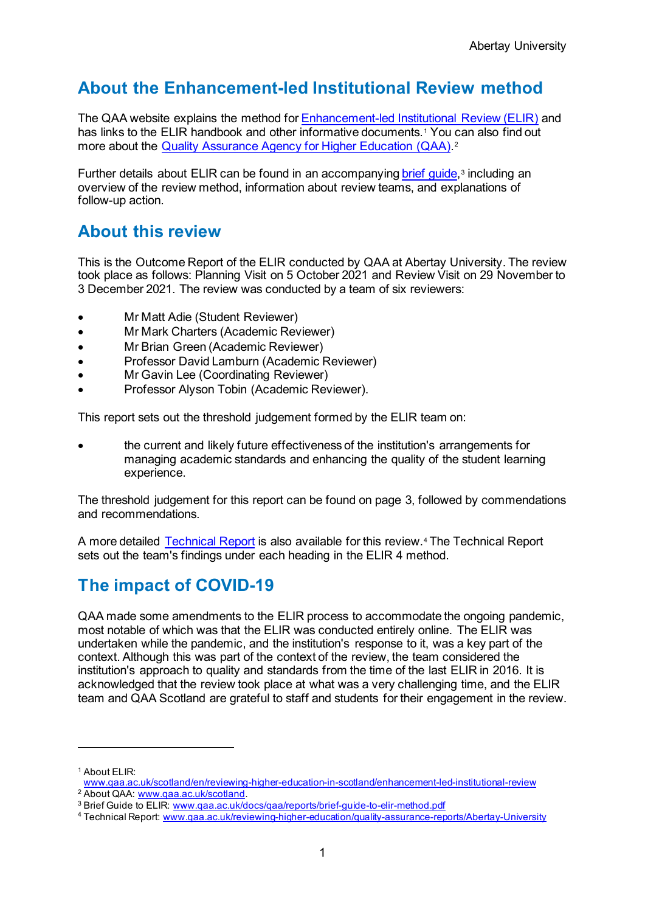## About the Enhancement-led Institutional Review method

The QAA website explains the method for [Enhancement-led Institutional Review (ELIR)](www.qaa.ac.uk/scotland/en/reviewing-higher-education-in-scotland/enhancement-led-institutional-review) and has links to the ELIR handbook and other informative documents.[1] You can also find out more about the [Quality Assurance Agency for Higher Education (QAA)](www.qaa.ac.uk/scotland).[2]

Further details about ELIR can be found in an accompanying [brief guide](www.qaa.ac.uk/docs/qaa/reports/brief-guide-to-elir-method.pdf),[3] including an overview of the review method, information about review teams, and explanations of follow-up action.

## About this review

This is the Outcome Report of the ELIR conducted by QAA at Abertay University. The review took place as follows: Planning Visit on 5 October 2021 and Review Visit on 29 November to 3 December 2021. The review was conducted by a team of six reviewers:

- Mr Matt Adie (Student Reviewer)
- Mr Mark Charters (Academic Reviewer)
- Mr Brian Green (Academic Reviewer)
- Professor David Lamburn (Academic Reviewer)
- Mr Gavin Lee (Coordinating Reviewer)
- Professor Alyson Tobin (Academic Reviewer).

This report sets out the threshold judgement formed by the ELIR team on:

- the current and likely future effectiveness of the institution's arrangements for managing academic standards and enhancing the quality of the student learning experience.

The threshold judgement for this report can be found on page 3, followed by commendations and recommendations.

A more detailed [Technical Report](www.qaa.ac.uk/reviewing-higher-education/quality-assurance-reports/Abertay-University) is also available for this review.[4] The Technical Report sets out the team's findings under each heading in the ELIR 4 method.

## The impact of COVID-19

QAA made some amendments to the ELIR process to accommodate the ongoing pandemic, most notable of which was that the ELIR was conducted entirely online. The ELIR was undertaken while the pandemic, and the institution's response to it, was a key part of the context. Although this was part of the context of the review, the team considered the institution's approach to quality and standards from the time of the last ELIR in 2016. It is acknowledged that the review took place at what was a very challenging time, and the ELIR team and QAA Scotland are grateful to staff and students for their engagement in the review.

---

[1] About ELIR: www.qaa.ac.uk/scotland/en/reviewing-higher-education-in-scotland/enhancement-led-institutional-review

[2] About QAA: www.qaa.ac.uk/scotland.

[3] Brief Guide to ELIR: www.qaa.ac.uk/docs/qaa/reports/brief-guide-to-elir-method.pdf

[4] Technical Report: www.qaa.ac.uk/reviewing-higher-education/quality-assurance-reports/Abertay-University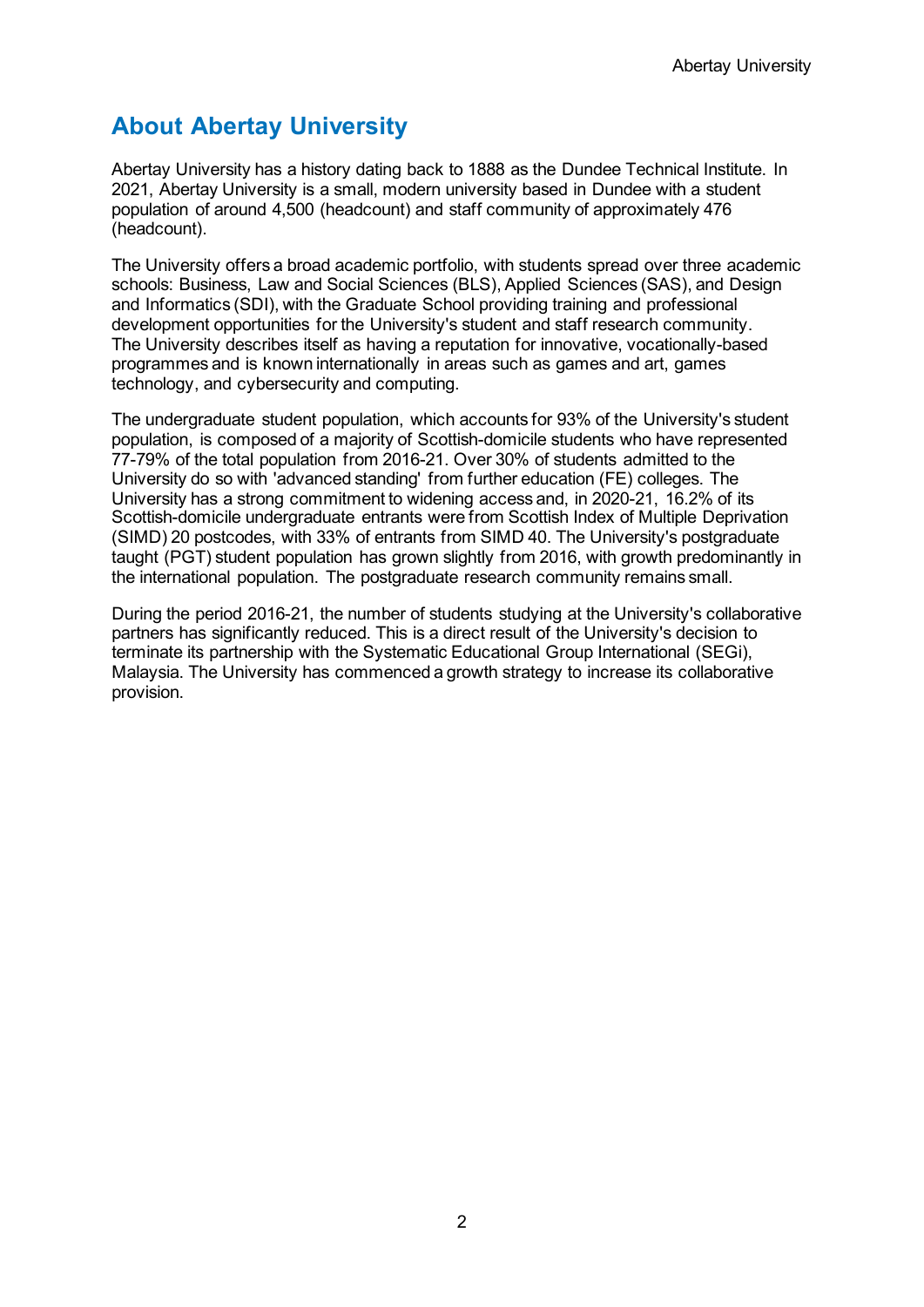## About Abertay University

Abertay University has a history dating back to 1888 as the Dundee Technical Institute. In 2021, Abertay University is a small, modern university based in Dundee with a student population of around 4,500 (headcount) and staff community of approximately 476 (headcount).

The University offers a broad academic portfolio, with students spread over three academic schools: Business, Law and Social Sciences (BLS), Applied Sciences (SAS), and Design and Informatics (SDI), with the Graduate School providing training and professional development opportunities for the University's student and staff research community. The University describes itself as having a reputation for innovative, vocationally-based programmes and is known internationally in areas such as games and art, games technology, and cybersecurity and computing.

The undergraduate student population, which accounts for 93% of the University's student population, is composed of a majority of Scottish-domicile students who have represented 77-79% of the total population from 2016-21. Over 30% of students admitted to the University do so with 'advanced standing' from further education (FE) colleges. The University has a strong commitment to widening access and, in 2020-21, 16.2% of its Scottish-domicile undergraduate entrants were from Scottish Index of Multiple Deprivation (SIMD) 20 postcodes, with 33% of entrants from SIMD 40. The University's postgraduate taught (PGT) student population has grown slightly from 2016, with growth predominantly in the international population. The postgraduate research community remains small.

During the period 2016-21, the number of students studying at the University's collaborative partners has significantly reduced. This is a direct result of the University's decision to terminate its partnership with the Systematic Educational Group International (SEGi), Malaysia. The University has commenced a growth strategy to increase its collaborative provision.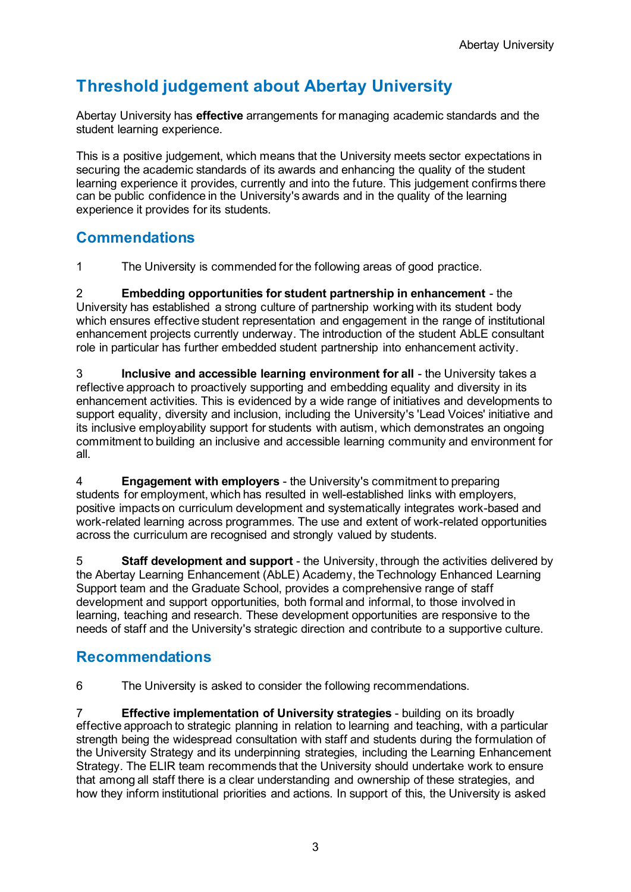# Threshold judgement about Abertay University

Abertay University has **effective** arrangements for managing academic standards and the student learning experience.

This is a positive judgement, which means that the University meets sector expectations in securing the academic standards of its awards and enhancing the quality of the student learning experience it provides, currently and into the future. This judgement confirms there can be public confidence in the University's awards and in the quality of the learning experience it provides for its students.

## Commendations

1 The University is commended for the following areas of good practice.

2 **Embedding opportunities for student partnership in enhancement** - the University has established a strong culture of partnership working with its student body which ensures effective student representation and engagement in the range of institutional enhancement projects currently underway. The introduction of the student AbLE consultant role in particular has further embedded student partnership into enhancement activity.

3 **Inclusive and accessible learning environment for all** - the University takes a reflective approach to proactively supporting and embedding equality and diversity in its enhancement activities. This is evidenced by a wide range of initiatives and developments to support equality, diversity and inclusion, including the University's 'Lead Voices' initiative and its inclusive employability support for students with autism, which demonstrates an ongoing commitment to building an inclusive and accessible learning community and environment for all.

4 **Engagement with employers** - the University's commitment to preparing students for employment, which has resulted in well-established links with employers, positive impacts on curriculum development and systematically integrates work-based and work-related learning across programmes. The use and extent of work-related opportunities across the curriculum are recognised and strongly valued by students.

5 **Staff development and support** - the University, through the activities delivered by the Abertay Learning Enhancement (AbLE) Academy, the Technology Enhanced Learning Support team and the Graduate School, provides a comprehensive range of staff development and support opportunities, both formal and informal, to those involved in learning, teaching and research. These development opportunities are responsive to the needs of staff and the University's strategic direction and contribute to a supportive culture.

## Recommendations

6 The University is asked to consider the following recommendations.

7 **Effective implementation of University strategies** - building on its broadly effective approach to strategic planning in relation to learning and teaching, with a particular strength being the widespread consultation with staff and students during the formulation of the University Strategy and its underpinning strategies, including the Learning Enhancement Strategy. The ELIR team recommends that the University should undertake work to ensure that among all staff there is a clear understanding and ownership of these strategies, and how they inform institutional priorities and actions. In support of this, the University is asked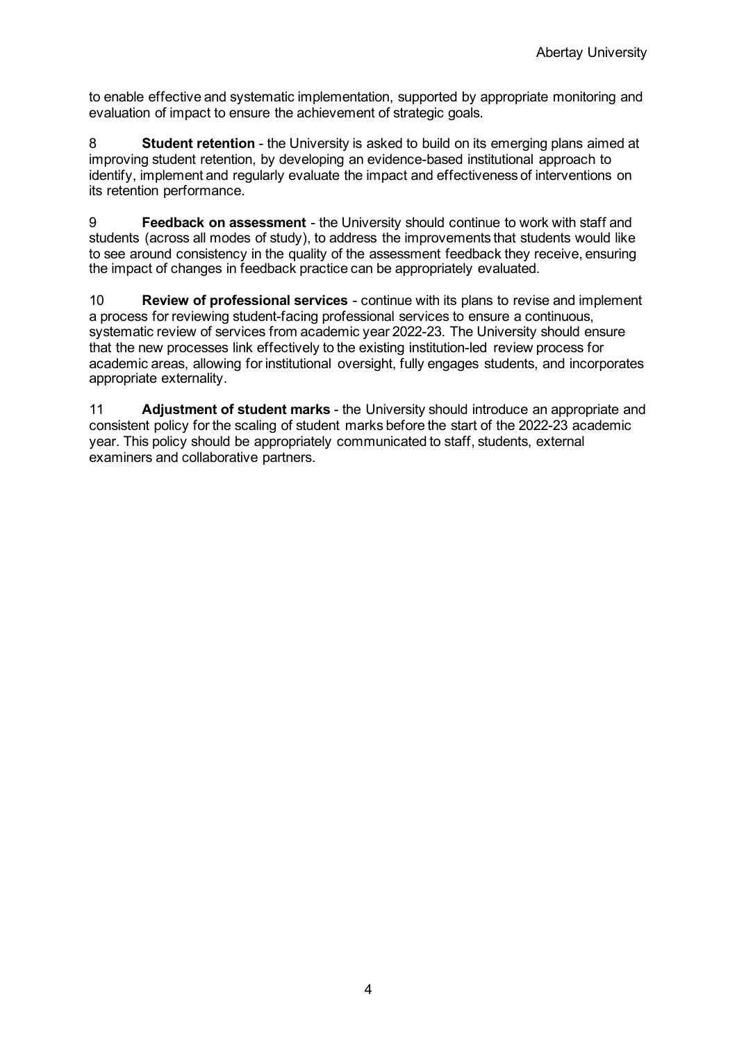to enable effective and systematic implementation, supported by appropriate monitoring and evaluation of impact to ensure the achievement of strategic goals.

8 **Student retention** - the University is asked to build on its emerging plans aimed at improving student retention, by developing an evidence-based institutional approach to identify, implement and regularly evaluate the impact and effectiveness of interventions on its retention performance.

9 **Feedback on assessment** - the University should continue to work with staff and students (across all modes of study), to address the improvements that students would like to see around consistency in the quality of the assessment feedback they receive, ensuring the impact of changes in feedback practice can be appropriately evaluated.

10 **Review of professional services** - continue with its plans to revise and implement a process for reviewing student-facing professional services to ensure a continuous, systematic review of services from academic year 2022-23. The University should ensure that the new processes link effectively to the existing institution-led review process for academic areas, allowing for institutional oversight, fully engages students, and incorporates appropriate externality.

11 **Adjustment of student marks** - the University should introduce an appropriate and consistent policy for the scaling of student marks before the start of the 2022-23 academic year. This policy should be appropriately communicated to staff, students, external examiners and collaborative partners.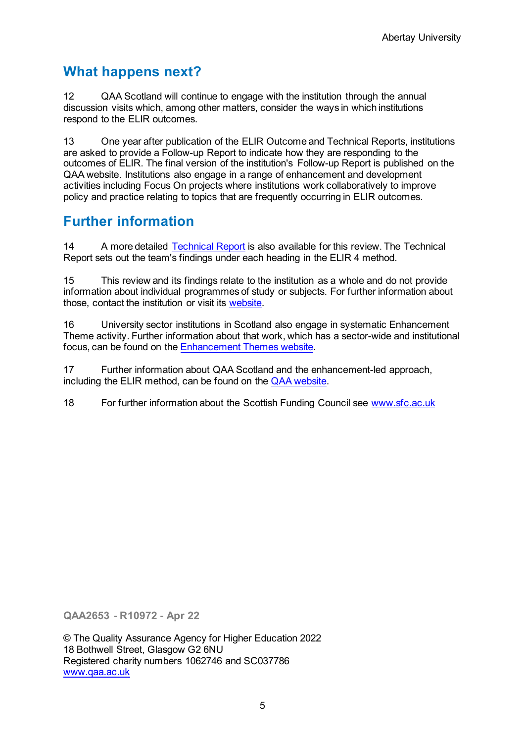## What happens next?

12 QAA Scotland will continue to engage with the institution through the annual discussion visits which, among other matters, consider the ways in which institutions respond to the ELIR outcomes.

13 One year after publication of the ELIR Outcome and Technical Reports, institutions are asked to provide a Follow-up Report to indicate how they are responding to the outcomes of ELIR. The final version of the institution's Follow-up Report is published on the QAA website. Institutions also engage in a range of enhancement and development activities including Focus On projects where institutions work collaboratively to improve policy and practice relating to topics that are frequently occurring in ELIR outcomes.

## Further information

14 A more detailed Technical Report is also available for this review. The Technical Report sets out the team's findings under each heading in the ELIR 4 method.

15 This review and its findings relate to the institution as a whole and do not provide information about individual programmes of study or subjects. For further information about those, contact the institution or visit its website.

16 University sector institutions in Scotland also engage in systematic Enhancement Theme activity. Further information about that work, which has a sector-wide and institutional focus, can be found on the Enhancement Themes website.

17 Further information about QAA Scotland and the enhancement-led approach, including the ELIR method, can be found on the QAA website.

18 For further information about the Scottish Funding Council see www.sfc.ac.uk

**QAA2653 - R10972 - Apr 22**

© The Quality Assurance Agency for Higher Education 2022
18 Bothwell Street, Glasgow G2 6NU
Registered charity numbers 1062746 and SC037786
www.qaa.ac.uk